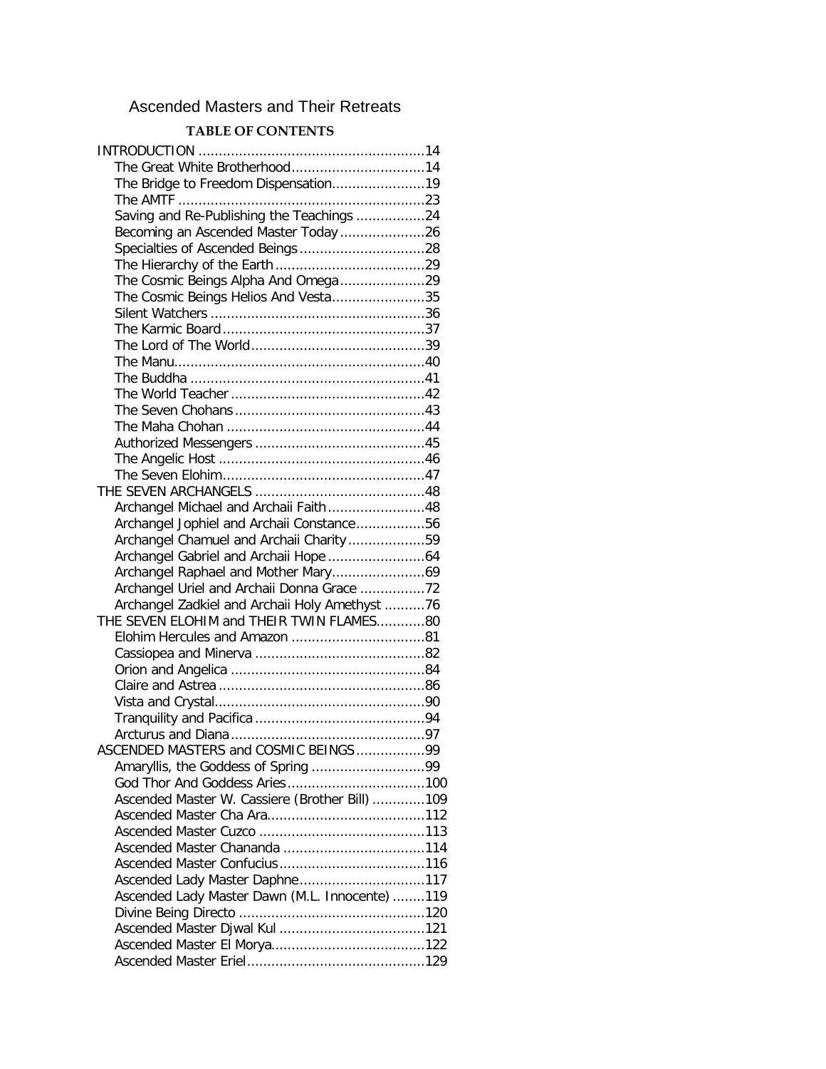# Ascended Masters and Their Retreats

## TABLE OF CONTENTS

INTRODUCTION ........................................................14
- The Great White Brotherhood.................................14
- The Bridge to Freedom Dispensation.......................19
- The AMTF .............................................................23
- Saving and Re-Publishing the Teachings .................24
- Becoming an Ascended Master Today .....................26
- Specialties of Ascended Beings ...............................28
- The Hierarchy of the Earth.....................................29
- The Cosmic Beings Alpha And Omega.....................29
- The Cosmic Beings Helios And Vesta.......................35
- Silent Watchers .....................................................36
- The Karmic Board..................................................37
- The Lord of The World...........................................39
- The Manu..............................................................40
- The Buddha ..........................................................41
- The World Teacher ................................................42
- The Seven Chohans...............................................43
- The Maha Chohan .................................................44
- Authorized Messengers ..........................................45
- The Angelic Host ...................................................46
- The Seven Elohim..................................................47

THE SEVEN ARCHANGELS ..........................................48
- Archangel Michael and Archaii Faith........................48
- Archangel Jophiel and Archaii Constance.................56
- Archangel Chamuel and Archaii Charity...................59
- Archangel Gabriel and Archaii Hope ........................64
- Archangel Raphael and Mother Mary.......................69
- Archangel Uriel and Archaii Donna Grace ................72
- Archangel Zadkiel and Archaii Holy Amethyst ..........76

THE SEVEN ELOHIM and THEIR TWIN FLAMES............80
- Elohim Hercules and Amazon .................................81
- Cassiopea and Minerva ..........................................82
- Orion and Angelica ................................................84
- Claire and Astrea ..................................................86
- Vista and Crystal....................................................90
- Tranquility and Pacifica ..........................................94
- Arcturus and Diana ................................................97

ASCENDED MASTERS and COSMIC BEINGS.................99
- Amaryllis, the Goddess of Spring ............................99
- God Thor And Goddess Aries..................................100
- Ascended Master W. Cassiere (Brother Bill) .............109
- Ascended Master Cha Ara.......................................112
- Ascended Master Cuzco .........................................113
- Ascended Master Chananda ...................................114
- Ascended Master Confucius....................................116
- Ascended Lady Master Daphne...............................117
- Ascended Lady Master Dawn (M.L. Innocente) ........119
- Divine Being Directo ..............................................120
- Ascended Master Djwal Kul ....................................121
- Ascended Master El Morya......................................122
- Ascended Master Eriel............................................129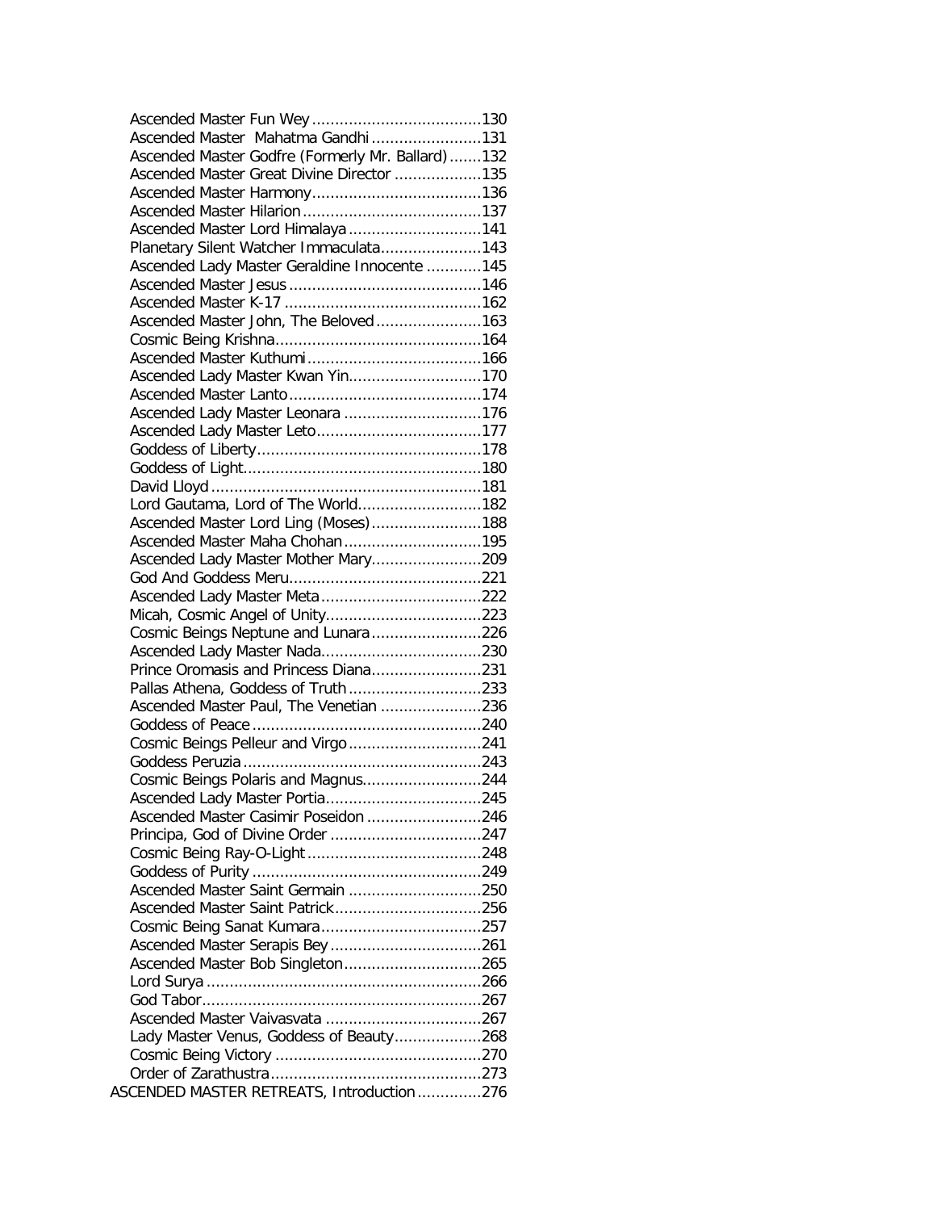Ascended Master Fun Wey....................................130
Ascended Master Mahatma Gandhi........................131
Ascended Master Godfre (Formerly Mr. Ballard).......132
Ascended Master Great Divine Director ...................135
Ascended Master Harmony....................................136
Ascended Master Hilarion......................................137
Ascended Master Lord Himalaya............................141
Planetary Silent Watcher Immaculata.....................143
Ascended Lady Master Geraldine Innocente ............145
Ascended Master Jesus..........................................146
Ascended Master K-17 ..........................................162
Ascended Master John, The Beloved.......................163
Cosmic Being Krishna............................................164
Ascended Master Kuthumi......................................166
Ascended Lady Master Kwan Yin.............................170
Ascended Master Lanto..........................................174
Ascended Lady Master Leonara ..............................176
Ascended Lady Master Leto....................................177
Goddess of Liberty................................................178
Goddess of Light...................................................180
David Lloyd..........................................................181
Lord Gautama, Lord of The World...........................182
Ascended Master Lord Ling (Moses)........................188
Ascended Master Maha Chohan..............................195
Ascended Lady Master Mother Mary........................209
God And Goddess Meru..........................................221
Ascended Lady Master Meta...................................222
Micah, Cosmic Angel of Unity..................................223
Cosmic Beings Neptune and Lunara........................226
Ascended Lady Master Nada...................................230
Prince Oromasis and Princess Diana........................231
Pallas Athena, Goddess of Truth.............................233
Ascended Master Paul, The Venetian ......................236
Goddess of Peace.................................................240
Cosmic Beings Pelleur and Virgo.............................241
Goddess Peruzia...................................................243
Cosmic Beings Polaris and Magnus..........................244
Ascended Lady Master Portia..................................245
Ascended Master Casimir Poseidon .........................246
Principa, God of Divine Order .................................247
Cosmic Being Ray-O-Light......................................248
Goddess of Purity.................................................249
Ascended Master Saint Germain .............................250
Ascended Master Saint Patrick................................256
Cosmic Being Sanat Kumara...................................257
Ascended Master Serapis Bey.................................261
Ascended Master Bob Singleton..............................265
Lord Surya...........................................................266
God Tabor............................................................267
Ascended Master Vaivasvata ..................................267
Lady Master Venus, Goddess of Beauty...................268
Cosmic Being Victory ............................................270
Order of Zarathustra.............................................273
ASCENDED MASTER RETREATS, Introduction..............276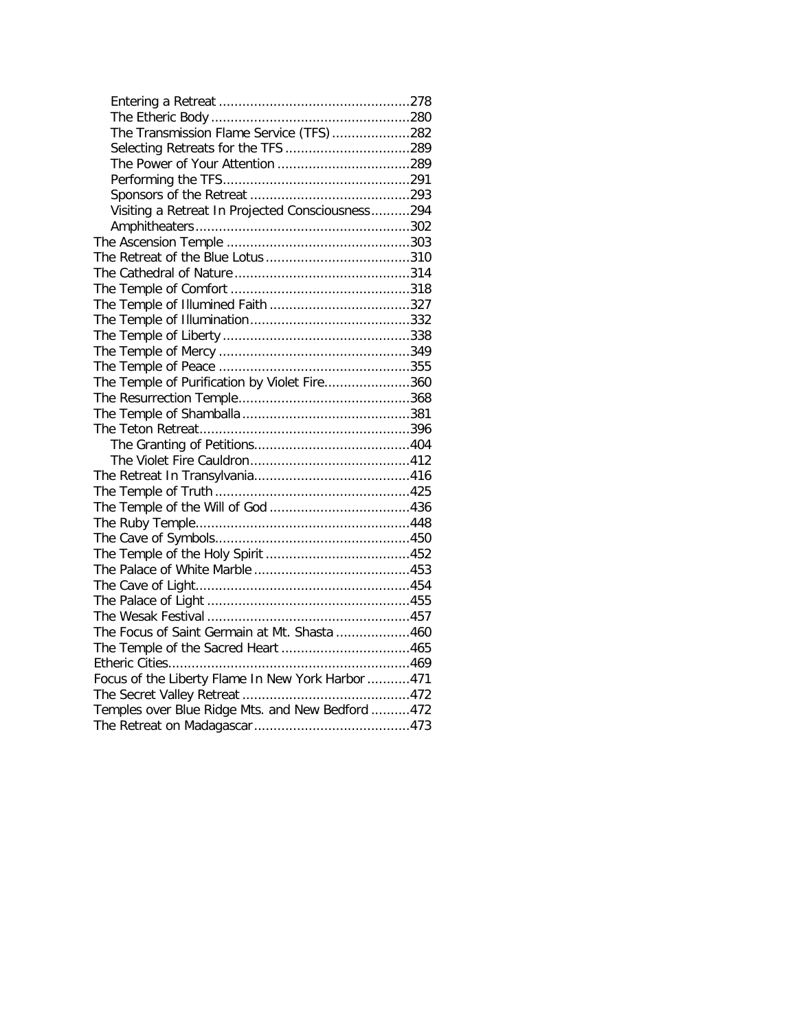- Entering a Retreat ....................................................278
- The Etheric Body ......................................................280
- The Transmission Flame Service (TFS) ....................282
- Selecting Retreats for the TFS ................................289
- The Power of Your Attention ..................................289
- Performing the TFS.................................................291
- Sponsors of the Retreat ..........................................293
- Visiting a Retreat In Projected Consciousness..........294
- Amphitheaters.........................................................302

The Ascension Temple ...............................................303
The Retreat of the Blue Lotus .....................................310
The Cathedral of Nature .............................................314
The Temple of Comfort ..............................................318
The Temple of Illumined Faith ....................................327
The Temple of Illumination.........................................332
The Temple of Liberty ................................................338
The Temple of Mercy .................................................349
The Temple of Peace .................................................355
The Temple of Purification by Violet Fire......................360
The Resurrection Temple............................................368
The Temple of Shamballa ...........................................381
The Teton Retreat......................................................396

- The Granting of Petitions.........................................404
- The Violet Fire Cauldron..........................................412

The Retreat In Transylvania........................................416
The Temple of Truth ..................................................425
The Temple of the Will of God ....................................436
The Ruby Temple.......................................................448
The Cave of Symbols..................................................450
The Temple of the Holy Spirit .....................................452
The Palace of White Marble ........................................453
The Cave of Light.......................................................454
The Palace of Light ....................................................455
The Wesak Festival ....................................................457
The Focus of Saint Germain at Mt. Shasta ...................460
The Temple of the Sacred Heart .................................465
Etheric Cities.............................................................469
Focus of the Liberty Flame In New York Harbor ...........471
The Secret Valley Retreat ...........................................472
Temples over Blue Ridge Mts. and New Bedford ..........472
The Retreat on Madagascar........................................473